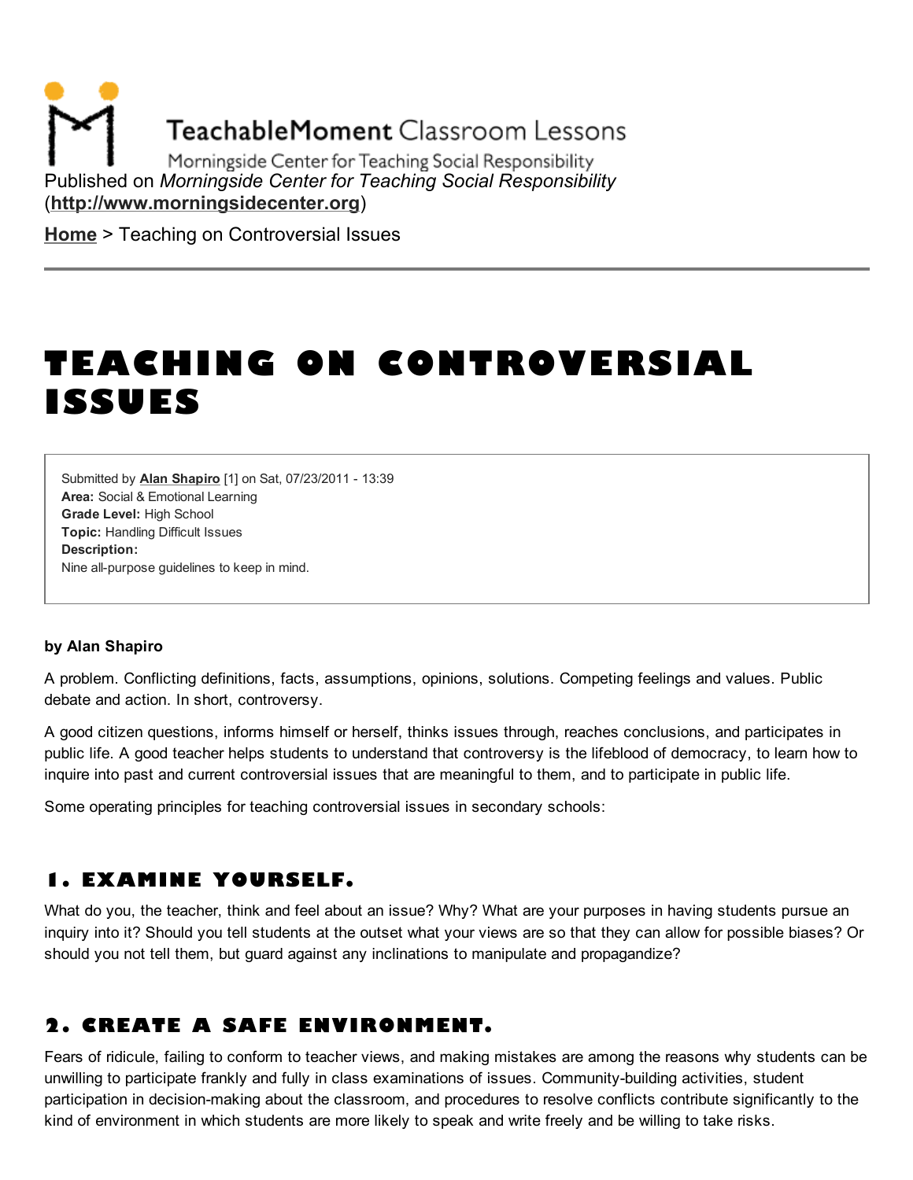TeachableMoment Classroom Lessons

Morningside Center for Teaching Social Responsibility

Published on *Morningside Center for Teaching Social Responsibility* (**http://www.morningsidecenter.org**)

**Home** > Teaching on Controversial Issues

# TEACHING ON CONTROVERSIAL ISSUES

Submitted by **Alan Shapiro** [1] on Sat, 07/23/2011 - 13:39
**Area:** Social & Emotional Learning
**Grade Level:** High School
**Topic:** Handling Difficult Issues
**Description:**
Nine all-purpose guidelines to keep in mind.

**by Alan Shapiro**

A problem. Conflicting definitions, facts, assumptions, opinions, solutions. Competing feelings and values. Public debate and action. In short, controversy.

A good citizen questions, informs himself or herself, thinks issues through, reaches conclusions, and participates in public life. A good teacher helps students to understand that controversy is the lifeblood of democracy, to learn how to inquire into past and current controversial issues that are meaningful to them, and to participate in public life.

Some operating principles for teaching controversial issues in secondary schools:

## 1. EXAMINE YOURSELF.

What do you, the teacher, think and feel about an issue? Why? What are your purposes in having students pursue an inquiry into it? Should you tell students at the outset what your views are so that they can allow for possible biases? Or should you not tell them, but guard against any inclinations to manipulate and propagandize?

## 2. CREATE A SAFE ENVIRONMENT.

Fears of ridicule, failing to conform to teacher views, and making mistakes are among the reasons why students can be unwilling to participate frankly and fully in class examinations of issues. Community-building activities, student participation in decision-making about the classroom, and procedures to resolve conflicts contribute significantly to the kind of environment in which students are more likely to speak and write freely and be willing to take risks.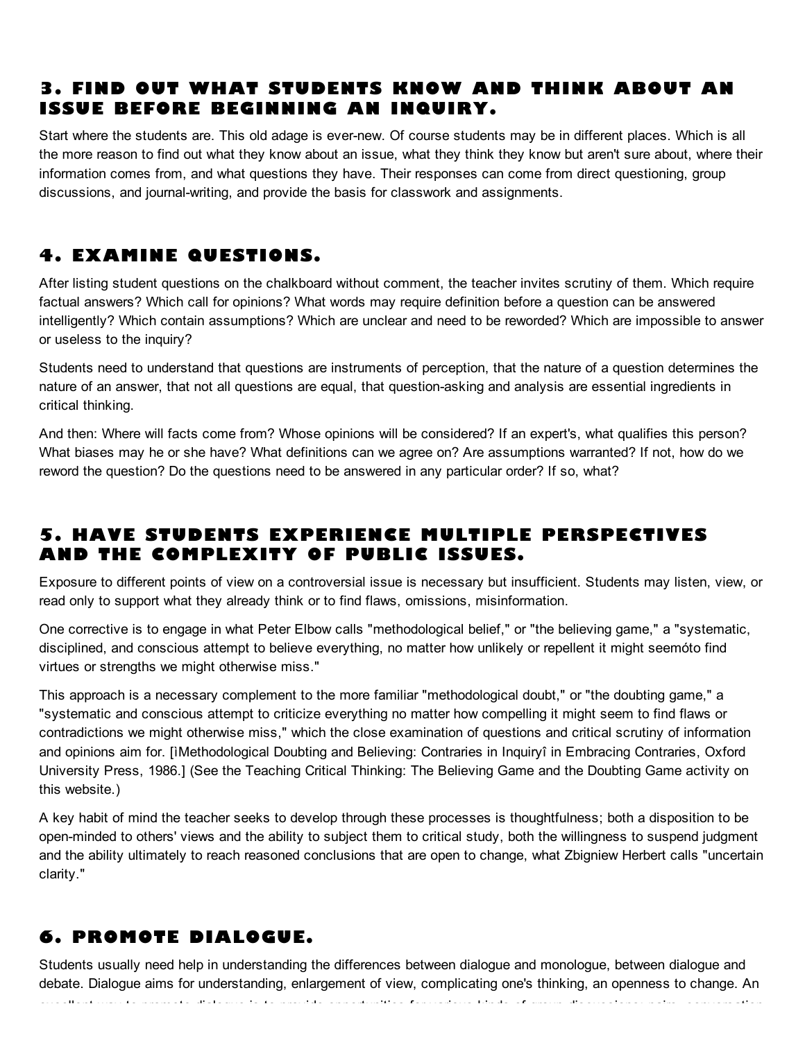## 3. FIND OUT WHAT STUDENTS KNOW AND THINK ABOUT AN ISSUE BEFORE BEGINNING AN INQUIRY.

Start where the students are. This old adage is ever-new. Of course students may be in different places. Which is all the more reason to find out what they know about an issue, what they think they know but aren't sure about, where their information comes from, and what questions they have. Their responses can come from direct questioning, group discussions, and journal-writing, and provide the basis for classwork and assignments.

## 4. EXAMINE QUESTIONS.

After listing student questions on the chalkboard without comment, the teacher invites scrutiny of them. Which require factual answers? Which call for opinions? What words may require definition before a question can be answered intelligently? Which contain assumptions? Which are unclear and need to be reworded? Which are impossible to answer or useless to the inquiry?

Students need to understand that questions are instruments of perception, that the nature of a question determines the nature of an answer, that not all questions are equal, that question-asking and analysis are essential ingredients in critical thinking.

And then: Where will facts come from? Whose opinions will be considered? If an expert's, what qualifies this person? What biases may he or she have? What definitions can we agree on? Are assumptions warranted? If not, how do we reword the question? Do the questions need to be answered in any particular order? If so, what?

## 5. HAVE STUDENTS EXPERIENCE MULTIPLE PERSPECTIVES AND THE COMPLEXITY OF PUBLIC ISSUES.

Exposure to different points of view on a controversial issue is necessary but insufficient. Students may listen, view, or read only to support what they already think or to find flaws, omissions, misinformation.

One corrective is to engage in what Peter Elbow calls "methodological belief," or "the believing game," a "systematic, disciplined, and conscious attempt to believe everything, no matter how unlikely or repellent it might seemóto find virtues or strengths we might otherwise miss."

This approach is a necessary complement to the more familiar "methodological doubt," or "the doubting game," a "systematic and conscious attempt to criticize everything no matter how compelling it might seem to find flaws or contradictions we might otherwise miss," which the close examination of questions and critical scrutiny of information and opinions aim for. [ìMethodological Doubting and Believing: Contraries in Inquiryî in Embracing Contraries, Oxford University Press, 1986.] (See the Teaching Critical Thinking: The Believing Game and the Doubting Game activity on this website.)

A key habit of mind the teacher seeks to develop through these processes is thoughtfulness; both a disposition to be open-minded to others' views and the ability to subject them to critical study, both the willingness to suspend judgment and the ability ultimately to reach reasoned conclusions that are open to change, what Zbigniew Herbert calls "uncertain clarity."

## 6. PROMOTE DIALOGUE.

Students usually need help in understanding the differences between dialogue and monologue, between dialogue and debate. Dialogue aims for understanding, enlargement of view, complicating one's thinking, an openness to change. An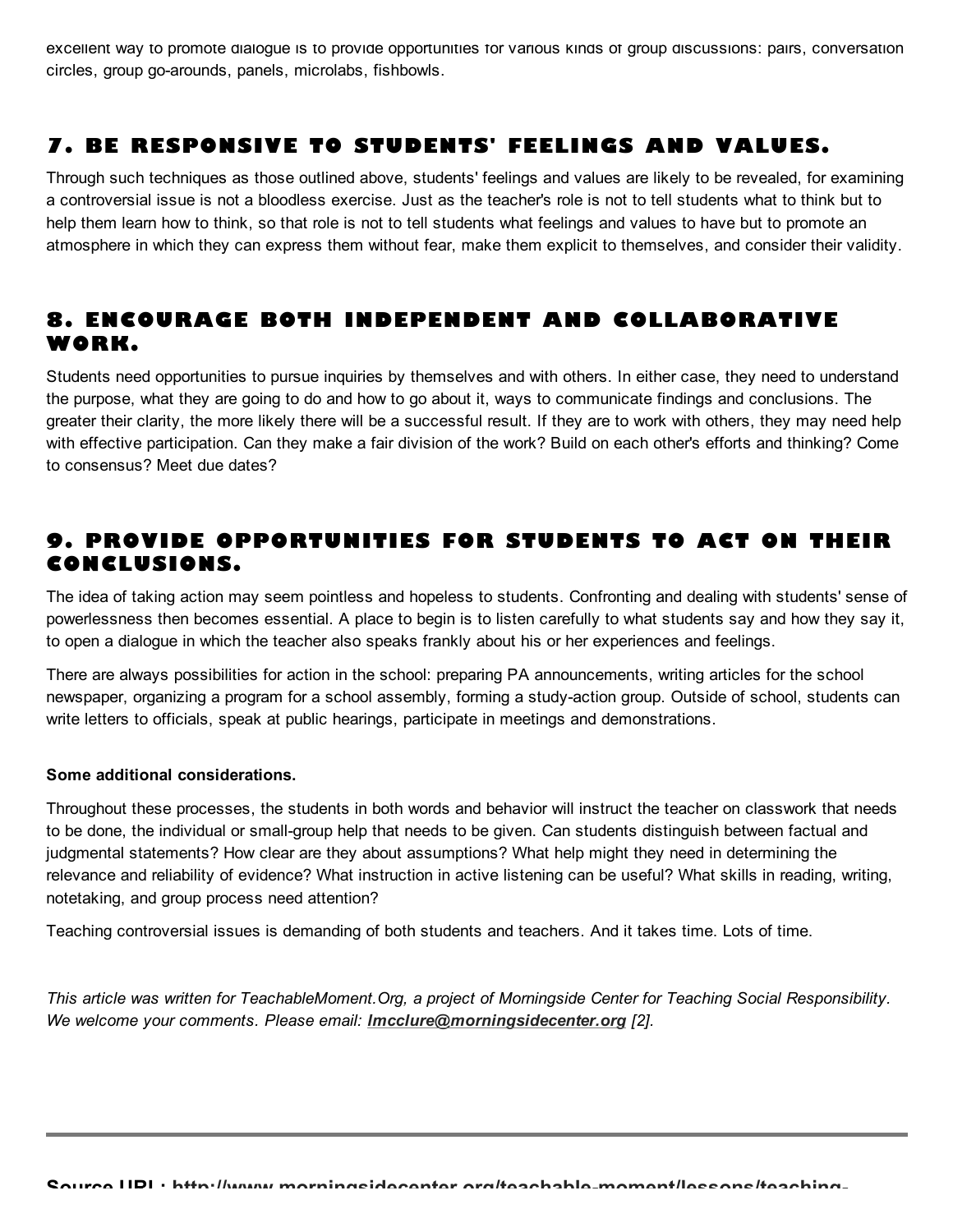excellent way to promote dialogue is to provide opportunities for various kinds of group discussions: pairs, conversation circles, group go-arounds, panels, microlabs, fishbowls.

## 7. BE RESPONSIVE TO STUDENTS' FEELINGS AND VALUES.

Through such techniques as those outlined above, students' feelings and values are likely to be revealed, for examining a controversial issue is not a bloodless exercise. Just as the teacher's role is not to tell students what to think but to help them learn how to think, so that role is not to tell students what feelings and values to have but to promote an atmosphere in which they can express them without fear, make them explicit to themselves, and consider their validity.

## 8. ENCOURAGE BOTH INDEPENDENT AND COLLABORATIVE WORK.

Students need opportunities to pursue inquiries by themselves and with others. In either case, they need to understand the purpose, what they are going to do and how to go about it, ways to communicate findings and conclusions. The greater their clarity, the more likely there will be a successful result. If they are to work with others, they may need help with effective participation. Can they make a fair division of the work? Build on each other's efforts and thinking? Come to consensus? Meet due dates?

## 9. PROVIDE OPPORTUNITIES FOR STUDENTS TO ACT ON THEIR CONCLUSIONS.

The idea of taking action may seem pointless and hopeless to students. Confronting and dealing with students' sense of powerlessness then becomes essential. A place to begin is to listen carefully to what students say and how they say it, to open a dialogue in which the teacher also speaks frankly about his or her experiences and feelings.

There are always possibilities for action in the school: preparing PA announcements, writing articles for the school newspaper, organizing a program for a school assembly, forming a study-action group. Outside of school, students can write letters to officials, speak at public hearings, participate in meetings and demonstrations.

**Some additional considerations.**

Throughout these processes, the students in both words and behavior will instruct the teacher on classwork that needs to be done, the individual or small-group help that needs to be given. Can students distinguish between factual and judgmental statements? How clear are they about assumptions? What help might they need in determining the relevance and reliability of evidence? What instruction in active listening can be useful? What skills in reading, writing, notetaking, and group process need attention?

Teaching controversial issues is demanding of both students and teachers. And it takes time. Lots of time.

*This article was written for TeachableMoment.Org, a project of Morningside Center for Teaching Social Responsibility. We welcome your comments. Please email:* ***lmcclure@morningsidecenter.org*** *[2].*

---

**Source URL: http://www.morningsidecenter.org/teachable-moment/lessons/teaching-**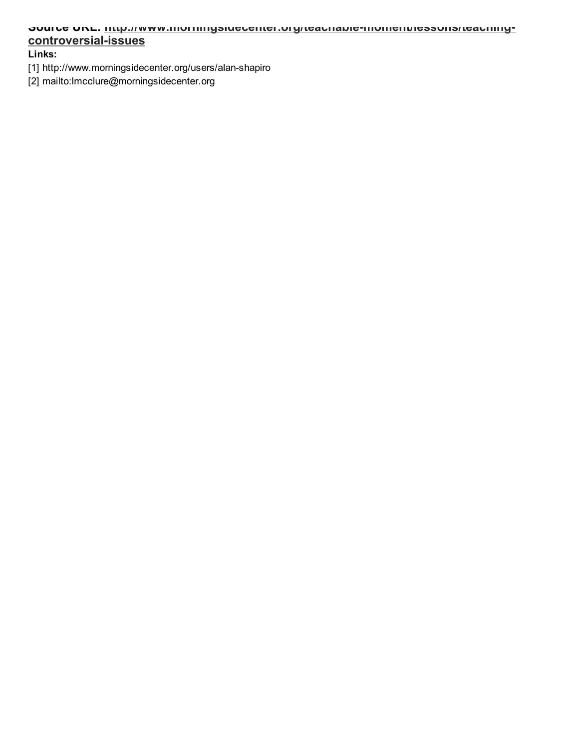**Source URL:** http://www.morningsidecenter.org/teachable-moment/lessons/teaching-controversial-issues

**Links:**

[1] http://www.morningsidecenter.org/users/alan-shapiro

[2] mailto:lmcclure@morningsidecenter.org